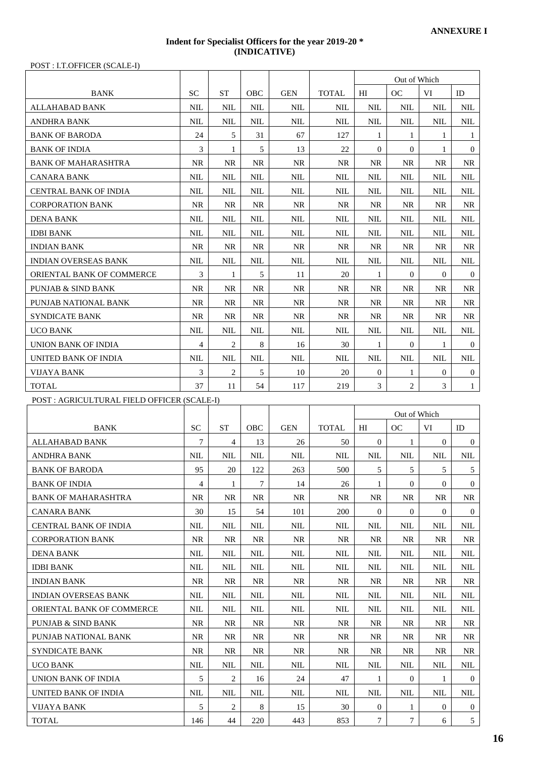**ANNEXURE I**

**Indent for Specialist Officers for the year 2019-20 ***
**(INDICATIVE)**

POST : I.T.OFFICER (SCALE-I)

| | | | | | | Out of Which | | | |
|---|---|---|---|---|---|---|---|---|---|
| BANK | SC | ST | OBC | GEN | TOTAL | HI | OC | VI | ID |
| ALLAHABAD BANK | NIL | NIL | NIL | NIL | NIL | NIL | NIL | NIL | NIL |
| ANDHRA BANK | NIL | NIL | NIL | NIL | NIL | NIL | NIL | NIL | NIL |
| BANK OF BARODA | 24 | 5 | 31 | 67 | 127 | 1 | 1 | 1 | 1 |
| BANK OF INDIA | 3 | 1 | 5 | 13 | 22 | 0 | 0 | 1 | 0 |
| BANK OF MAHARASHTRA | NR | NR | NR | NR | NR | NR | NR | NR | NR |
| CANARA BANK | NIL | NIL | NIL | NIL | NIL | NIL | NIL | NIL | NIL |
| CENTRAL BANK OF INDIA | NIL | NIL | NIL | NIL | NIL | NIL | NIL | NIL | NIL |
| CORPORATION BANK | NR | NR | NR | NR | NR | NR | NR | NR | NR |
| DENA BANK | NIL | NIL | NIL | NIL | NIL | NIL | NIL | NIL | NIL |
| IDBI BANK | NIL | NIL | NIL | NIL | NIL | NIL | NIL | NIL | NIL |
| INDIAN BANK | NR | NR | NR | NR | NR | NR | NR | NR | NR |
| INDIAN OVERSEAS BANK | NIL | NIL | NIL | NIL | NIL | NIL | NIL | NIL | NIL |
| ORIENTAL BANK OF COMMERCE | 3 | 1 | 5 | 11 | 20 | 1 | 0 | 0 | 0 |
| PUNJAB & SIND BANK | NR | NR | NR | NR | NR | NR | NR | NR | NR |
| PUNJAB NATIONAL BANK | NR | NR | NR | NR | NR | NR | NR | NR | NR |
| SYNDICATE BANK | NR | NR | NR | NR | NR | NR | NR | NR | NR |
| UCO BANK | NIL | NIL | NIL | NIL | NIL | NIL | NIL | NIL | NIL |
| UNION BANK OF INDIA | 4 | 2 | 8 | 16 | 30 | 1 | 0 | 1 | 0 |
| UNITED BANK OF INDIA | NIL | NIL | NIL | NIL | NIL | NIL | NIL | NIL | NIL |
| VIJAYA BANK | 3 | 2 | 5 | 10 | 20 | 0 | 1 | 0 | 0 |
| TOTAL | 37 | 11 | 54 | 117 | 219 | 3 | 2 | 3 | 1 |

POST : AGRICULTURAL FIELD OFFICER (SCALE-I)

| | | | | | | Out of Which | | | |
|---|---|---|---|---|---|---|---|---|---|
| BANK | SC | ST | OBC | GEN | TOTAL | HI | OC | VI | ID |
| ALLAHABAD BANK | 7 | 4 | 13 | 26 | 50 | 0 | 1 | 0 | 0 |
| ANDHRA BANK | NIL | NIL | NIL | NIL | NIL | NIL | NIL | NIL | NIL |
| BANK OF BARODA | 95 | 20 | 122 | 263 | 500 | 5 | 5 | 5 | 5 |
| BANK OF INDIA | 4 | 1 | 7 | 14 | 26 | 1 | 0 | 0 | 0 |
| BANK OF MAHARASHTRA | NR | NR | NR | NR | NR | NR | NR | NR | NR |
| CANARA BANK | 30 | 15 | 54 | 101 | 200 | 0 | 0 | 0 | 0 |
| CENTRAL BANK OF INDIA | NIL | NIL | NIL | NIL | NIL | NIL | NIL | NIL | NIL |
| CORPORATION BANK | NR | NR | NR | NR | NR | NR | NR | NR | NR |
| DENA BANK | NIL | NIL | NIL | NIL | NIL | NIL | NIL | NIL | NIL |
| IDBI BANK | NIL | NIL | NIL | NIL | NIL | NIL | NIL | NIL | NIL |
| INDIAN BANK | NR | NR | NR | NR | NR | NR | NR | NR | NR |
| INDIAN OVERSEAS BANK | NIL | NIL | NIL | NIL | NIL | NIL | NIL | NIL | NIL |
| ORIENTAL BANK OF COMMERCE | NIL | NIL | NIL | NIL | NIL | NIL | NIL | NIL | NIL |
| PUNJAB & SIND BANK | NR | NR | NR | NR | NR | NR | NR | NR | NR |
| PUNJAB NATIONAL BANK | NR | NR | NR | NR | NR | NR | NR | NR | NR |
| SYNDICATE BANK | NR | NR | NR | NR | NR | NR | NR | NR | NR |
| UCO BANK | NIL | NIL | NIL | NIL | NIL | NIL | NIL | NIL | NIL |
| UNION BANK OF INDIA | 5 | 2 | 16 | 24 | 47 | 1 | 0 | 1 | 0 |
| UNITED BANK OF INDIA | NIL | NIL | NIL | NIL | NIL | NIL | NIL | NIL | NIL |
| VIJAYA BANK | 5 | 2 | 8 | 15 | 30 | 0 | 1 | 0 | 0 |
| TOTAL | 146 | 44 | 220 | 443 | 853 | 7 | 7 | 6 | 5 |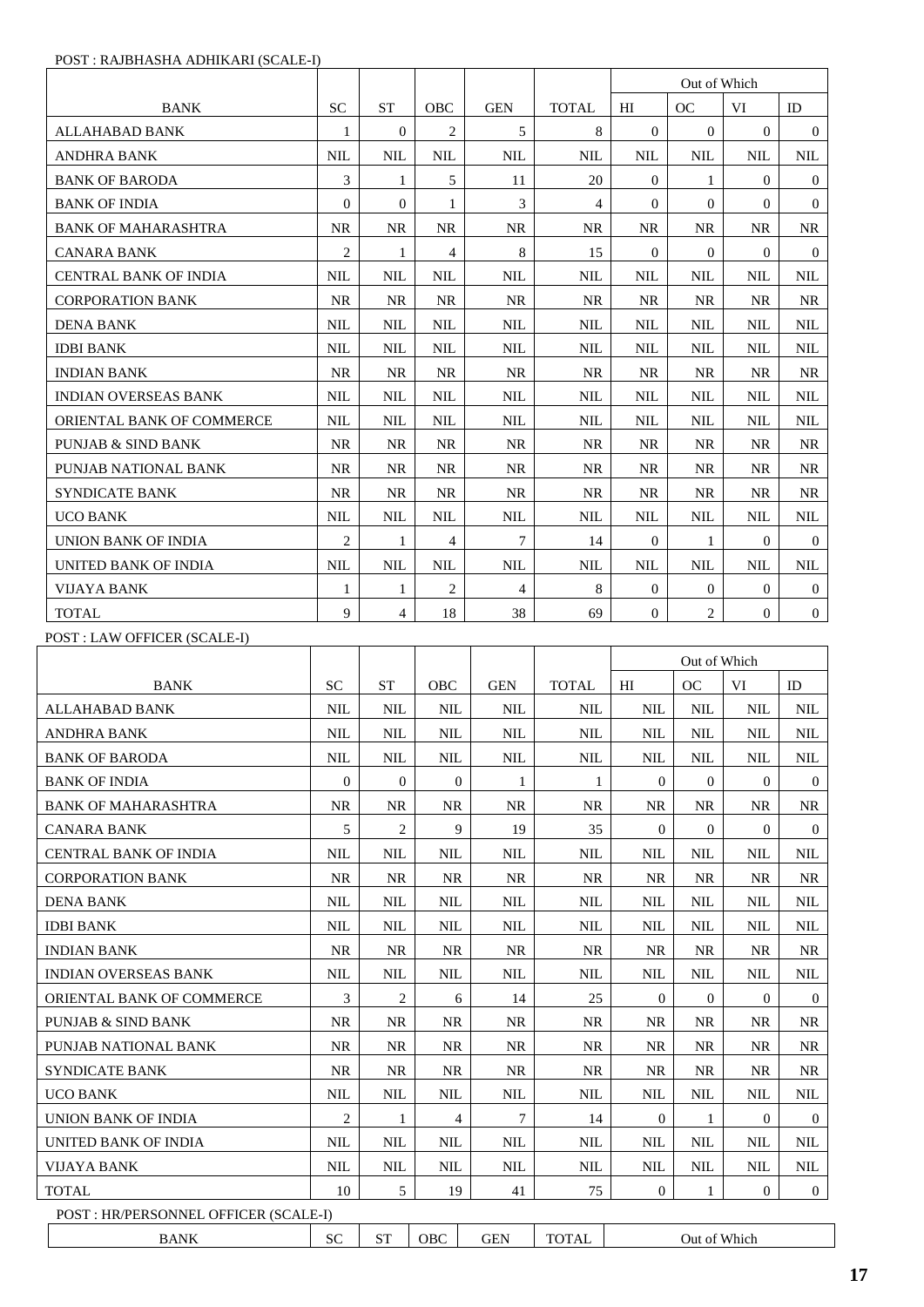POST : RAJBHASHA ADHIKARI (SCALE-I)

| BANK | SC | ST | OBC | GEN | TOTAL | Out of Which | | | |
|---|---|---|---|---|---|---|---|---|---|
| | | | | | | HI | OC | VI | ID |
| ALLAHABAD BANK | 1 | 0 | 2 | 5 | 8 | 0 | 0 | 0 | 0 |
| ANDHRA BANK | NIL | NIL | NIL | NIL | NIL | NIL | NIL | NIL | NIL |
| BANK OF BARODA | 3 | 1 | 5 | 11 | 20 | 0 | 1 | 0 | 0 |
| BANK OF INDIA | 0 | 0 | 1 | 3 | 4 | 0 | 0 | 0 | 0 |
| BANK OF MAHARASHTRA | NR | NR | NR | NR | NR | NR | NR | NR | NR |
| CANARA BANK | 2 | 1 | 4 | 8 | 15 | 0 | 0 | 0 | 0 |
| CENTRAL BANK OF INDIA | NIL | NIL | NIL | NIL | NIL | NIL | NIL | NIL | NIL |
| CORPORATION BANK | NR | NR | NR | NR | NR | NR | NR | NR | NR |
| DENA BANK | NIL | NIL | NIL | NIL | NIL | NIL | NIL | NIL | NIL |
| IDBI BANK | NIL | NIL | NIL | NIL | NIL | NIL | NIL | NIL | NIL |
| INDIAN BANK | NR | NR | NR | NR | NR | NR | NR | NR | NR |
| INDIAN OVERSEAS BANK | NIL | NIL | NIL | NIL | NIL | NIL | NIL | NIL | NIL |
| ORIENTAL BANK OF COMMERCE | NIL | NIL | NIL | NIL | NIL | NIL | NIL | NIL | NIL |
| PUNJAB & SIND BANK | NR | NR | NR | NR | NR | NR | NR | NR | NR |
| PUNJAB NATIONAL BANK | NR | NR | NR | NR | NR | NR | NR | NR | NR |
| SYNDICATE BANK | NR | NR | NR | NR | NR | NR | NR | NR | NR |
| UCO BANK | NIL | NIL | NIL | NIL | NIL | NIL | NIL | NIL | NIL |
| UNION BANK OF INDIA | 2 | 1 | 4 | 7 | 14 | 0 | 1 | 0 | 0 |
| UNITED BANK OF INDIA | NIL | NIL | NIL | NIL | NIL | NIL | NIL | NIL | NIL |
| VIJAYA BANK | 1 | 1 | 2 | 4 | 8 | 0 | 0 | 0 | 0 |
| TOTAL | 9 | 4 | 18 | 38 | 69 | 0 | 2 | 0 | 0 |

POST : LAW OFFICER (SCALE-I)

| BANK | SC | ST | OBC | GEN | TOTAL | Out of Which | | | |
|---|---|---|---|---|---|---|---|---|---|
| | | | | | | HI | OC | VI | ID |
| ALLAHABAD BANK | NIL | NIL | NIL | NIL | NIL | NIL | NIL | NIL | NIL |
| ANDHRA BANK | NIL | NIL | NIL | NIL | NIL | NIL | NIL | NIL | NIL |
| BANK OF BARODA | NIL | NIL | NIL | NIL | NIL | NIL | NIL | NIL | NIL |
| BANK OF INDIA | 0 | 0 | 0 | 1 | 1 | 0 | 0 | 0 | 0 |
| BANK OF MAHARASHTRA | NR | NR | NR | NR | NR | NR | NR | NR | NR |
| CANARA BANK | 5 | 2 | 9 | 19 | 35 | 0 | 0 | 0 | 0 |
| CENTRAL BANK OF INDIA | NIL | NIL | NIL | NIL | NIL | NIL | NIL | NIL | NIL |
| CORPORATION BANK | NR | NR | NR | NR | NR | NR | NR | NR | NR |
| DENA BANK | NIL | NIL | NIL | NIL | NIL | NIL | NIL | NIL | NIL |
| IDBI BANK | NIL | NIL | NIL | NIL | NIL | NIL | NIL | NIL | NIL |
| INDIAN BANK | NR | NR | NR | NR | NR | NR | NR | NR | NR |
| INDIAN OVERSEAS BANK | NIL | NIL | NIL | NIL | NIL | NIL | NIL | NIL | NIL |
| ORIENTAL BANK OF COMMERCE | 3 | 2 | 6 | 14 | 25 | 0 | 0 | 0 | 0 |
| PUNJAB & SIND BANK | NR | NR | NR | NR | NR | NR | NR | NR | NR |
| PUNJAB NATIONAL BANK | NR | NR | NR | NR | NR | NR | NR | NR | NR |
| SYNDICATE BANK | NR | NR | NR | NR | NR | NR | NR | NR | NR |
| UCO BANK | NIL | NIL | NIL | NIL | NIL | NIL | NIL | NIL | NIL |
| UNION BANK OF INDIA | 2 | 1 | 4 | 7 | 14 | 0 | 1 | 0 | 0 |
| UNITED BANK OF INDIA | NIL | NIL | NIL | NIL | NIL | NIL | NIL | NIL | NIL |
| VIJAYA BANK | NIL | NIL | NIL | NIL | NIL | NIL | NIL | NIL | NIL |
| TOTAL | 10 | 5 | 19 | 41 | 75 | 0 | 1 | 0 | 0 |

POST : HR/PERSONNEL OFFICER (SCALE-I)

| BANK | SC | ST | OBC | GEN | TOTAL | Out of Which |
|---|---|---|---|---|---|---|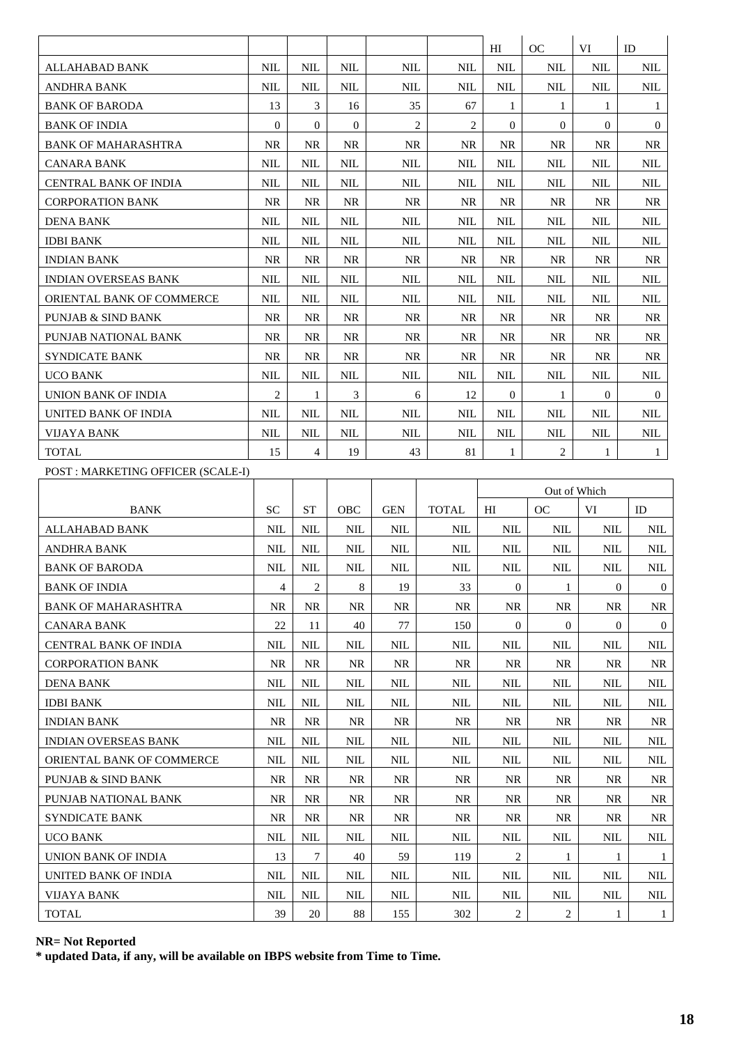| | | | | | | HI | OC | VI | ID |
|---|---|---|---|---|---|---|---|---|---|
| ALLAHABAD BANK | NIL | NIL | NIL | NIL | NIL | NIL | NIL | NIL | NIL |
| ANDHRA BANK | NIL | NIL | NIL | NIL | NIL | NIL | NIL | NIL | NIL |
| BANK OF BARODA | 13 | 3 | 16 | 35 | 67 | 1 | 1 | 1 | 1 |
| BANK OF INDIA | 0 | 0 | 0 | 2 | 2 | 0 | 0 | 0 | 0 |
| BANK OF MAHARASHTRA | NR | NR | NR | NR | NR | NR | NR | NR | NR |
| CANARA BANK | NIL | NIL | NIL | NIL | NIL | NIL | NIL | NIL | NIL |
| CENTRAL BANK OF INDIA | NIL | NIL | NIL | NIL | NIL | NIL | NIL | NIL | NIL |
| CORPORATION BANK | NR | NR | NR | NR | NR | NR | NR | NR | NR |
| DENA BANK | NIL | NIL | NIL | NIL | NIL | NIL | NIL | NIL | NIL |
| IDBI BANK | NIL | NIL | NIL | NIL | NIL | NIL | NIL | NIL | NIL |
| INDIAN BANK | NR | NR | NR | NR | NR | NR | NR | NR | NR |
| INDIAN OVERSEAS BANK | NIL | NIL | NIL | NIL | NIL | NIL | NIL | NIL | NIL |
| ORIENTAL BANK OF COMMERCE | NIL | NIL | NIL | NIL | NIL | NIL | NIL | NIL | NIL |
| PUNJAB & SIND BANK | NR | NR | NR | NR | NR | NR | NR | NR | NR |
| PUNJAB NATIONAL BANK | NR | NR | NR | NR | NR | NR | NR | NR | NR |
| SYNDICATE BANK | NR | NR | NR | NR | NR | NR | NR | NR | NR |
| UCO BANK | NIL | NIL | NIL | NIL | NIL | NIL | NIL | NIL | NIL |
| UNION BANK OF INDIA | 2 | 1 | 3 | 6 | 12 | 0 | 1 | 0 | 0 |
| UNITED BANK OF INDIA | NIL | NIL | NIL | NIL | NIL | NIL | NIL | NIL | NIL |
| VIJAYA BANK | NIL | NIL | NIL | NIL | NIL | NIL | NIL | NIL | NIL |
| TOTAL | 15 | 4 | 19 | 43 | 81 | 1 | 2 | 1 | 1 |

POST : MARKETING OFFICER (SCALE-I)

| | | | | | | Out of Which | | | |
|---|---|---|---|---|---|---|---|---|---|
| BANK | SC | ST | OBC | GEN | TOTAL | HI | OC | VI | ID |
| ALLAHABAD BANK | NIL | NIL | NIL | NIL | NIL | NIL | NIL | NIL | NIL |
| ANDHRA BANK | NIL | NIL | NIL | NIL | NIL | NIL | NIL | NIL | NIL |
| BANK OF BARODA | NIL | NIL | NIL | NIL | NIL | NIL | NIL | NIL | NIL |
| BANK OF INDIA | 4 | 2 | 8 | 19 | 33 | 0 | 1 | 0 | 0 |
| BANK OF MAHARASHTRA | NR | NR | NR | NR | NR | NR | NR | NR | NR |
| CANARA BANK | 22 | 11 | 40 | 77 | 150 | 0 | 0 | 0 | 0 |
| CENTRAL BANK OF INDIA | NIL | NIL | NIL | NIL | NIL | NIL | NIL | NIL | NIL |
| CORPORATION BANK | NR | NR | NR | NR | NR | NR | NR | NR | NR |
| DENA BANK | NIL | NIL | NIL | NIL | NIL | NIL | NIL | NIL | NIL |
| IDBI BANK | NIL | NIL | NIL | NIL | NIL | NIL | NIL | NIL | NIL |
| INDIAN BANK | NR | NR | NR | NR | NR | NR | NR | NR | NR |
| INDIAN OVERSEAS BANK | NIL | NIL | NIL | NIL | NIL | NIL | NIL | NIL | NIL |
| ORIENTAL BANK OF COMMERCE | NIL | NIL | NIL | NIL | NIL | NIL | NIL | NIL | NIL |
| PUNJAB & SIND BANK | NR | NR | NR | NR | NR | NR | NR | NR | NR |
| PUNJAB NATIONAL BANK | NR | NR | NR | NR | NR | NR | NR | NR | NR |
| SYNDICATE BANK | NR | NR | NR | NR | NR | NR | NR | NR | NR |
| UCO BANK | NIL | NIL | NIL | NIL | NIL | NIL | NIL | NIL | NIL |
| UNION BANK OF INDIA | 13 | 7 | 40 | 59 | 119 | 2 | 1 | 1 | 1 |
| UNITED BANK OF INDIA | NIL | NIL | NIL | NIL | NIL | NIL | NIL | NIL | NIL |
| VIJAYA BANK | NIL | NIL | NIL | NIL | NIL | NIL | NIL | NIL | NIL |
| TOTAL | 39 | 20 | 88 | 155 | 302 | 2 | 2 | 1 | 1 |

**NR= Not Reported**

**\* updated Data, if any, will be available on IBPS website from Time to Time.**